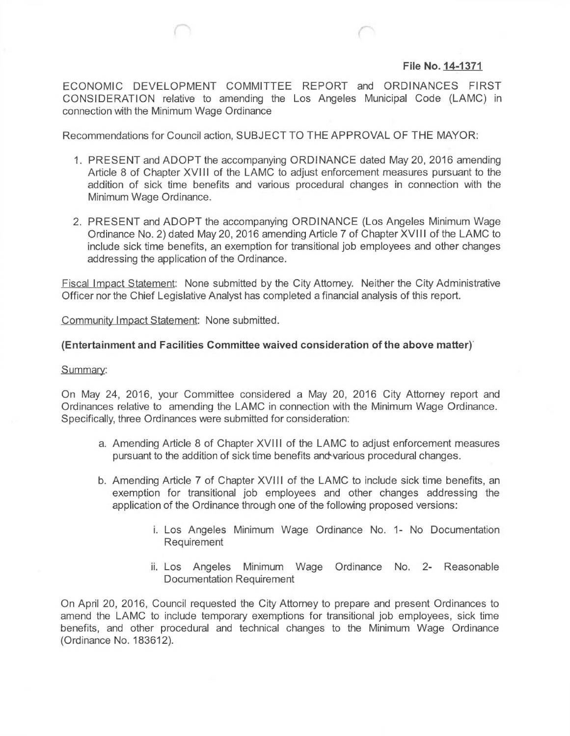**File No. 14-1371**

ECONOMIC DEVELOPMENT COMMITTEE REPORT and ORDINANCES FIRST CONSIDERATION relative to amending the Los Angeles Municipal Code (LAMC) in connection with the Minimum Wage Ordinance

Recommendations for Council action, SUBJECT TO THE APPROVAL OF THE MAYOR:

1. PRESENT and ADOPT the accompanying ORDINANCE dated May 20, 2016 amending Article 8 of Chapter XVIII of the LAMC to adjust enforcement measures pursuant to the addition of sick time benefits and various procedural changes in connection with the Minimum Wage Ordinance.

2. PRESENT and ADOPT the accompanying ORDINANCE (Los Angeles Minimum Wage Ordinance No. 2) dated May 20, 2016 amending Article 7 of Chapter XVIII of the LAMC to include sick time benefits, an exemption for transitional job employees and other changes addressing the application of the Ordinance.

Fiscal Impact Statement: None submitted by the City Attorney. Neither the City Administrative Officer nor the Chief Legislative Analyst has completed a financial analysis of this report.

Community Impact Statement: None submitted.

**(Entertainment and Facilities Committee waived consideration of the above matter)**

Summary:

On May 24, 2016, your Committee considered a May 20, 2016 City Attorney report and Ordinances relative to amending the LAMC in connection with the Minimum Wage Ordinance. Specifically, three Ordinances were submitted for consideration:

a. Amending Article 8 of Chapter XVIII of the LAMC to adjust enforcement measures pursuant to the addition of sick time benefits and various procedural changes.

b. Amending Article 7 of Chapter XVIII of the LAMC to include sick time benefits, an exemption for transitional job employees and other changes addressing the application of the Ordinance through one of the following proposed versions:

   i. Los Angeles Minimum Wage Ordinance No. 1- No Documentation Requirement

   ii. Los Angeles Minimum Wage Ordinance No. 2- Reasonable Documentation Requirement

On April 20, 2016, Council requested the City Attorney to prepare and present Ordinances to amend the LAMC to include temporary exemptions for transitional job employees, sick time benefits, and other procedural and technical changes to the Minimum Wage Ordinance (Ordinance No. 183612).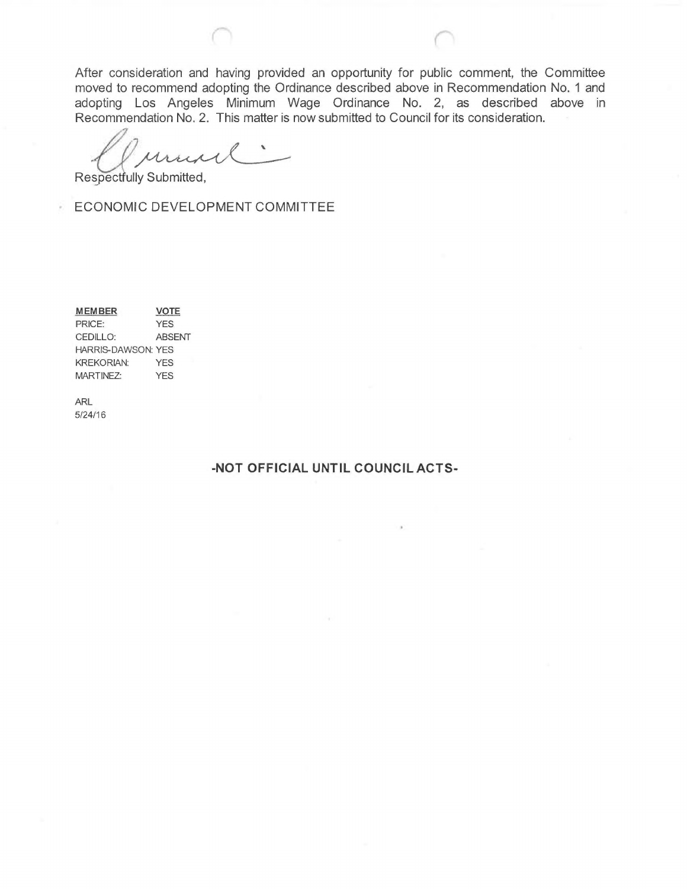After consideration and having provided an opportunity for public comment, the Committee moved to recommend adopting the Ordinance described above in Recommendation No. 1 and adopting Los Angeles Minimum Wage Ordinance No. 2, as described above in Recommendation No. 2. This matter is now submitted to Council for its consideration.

Respectfully Submitted,

ECONOMIC DEVELOPMENT COMMITTEE

| MEMBER | VOTE |
| --- | --- |
| PRICE: | YES |
| CEDILLO: | ABSENT |
| HARRIS-DAWSON: | YES |
| KREKORIAN: | YES |
| MARTINEZ: | YES |

ARL
5/24/16

**-NOT OFFICIAL UNTIL COUNCIL ACTS-**